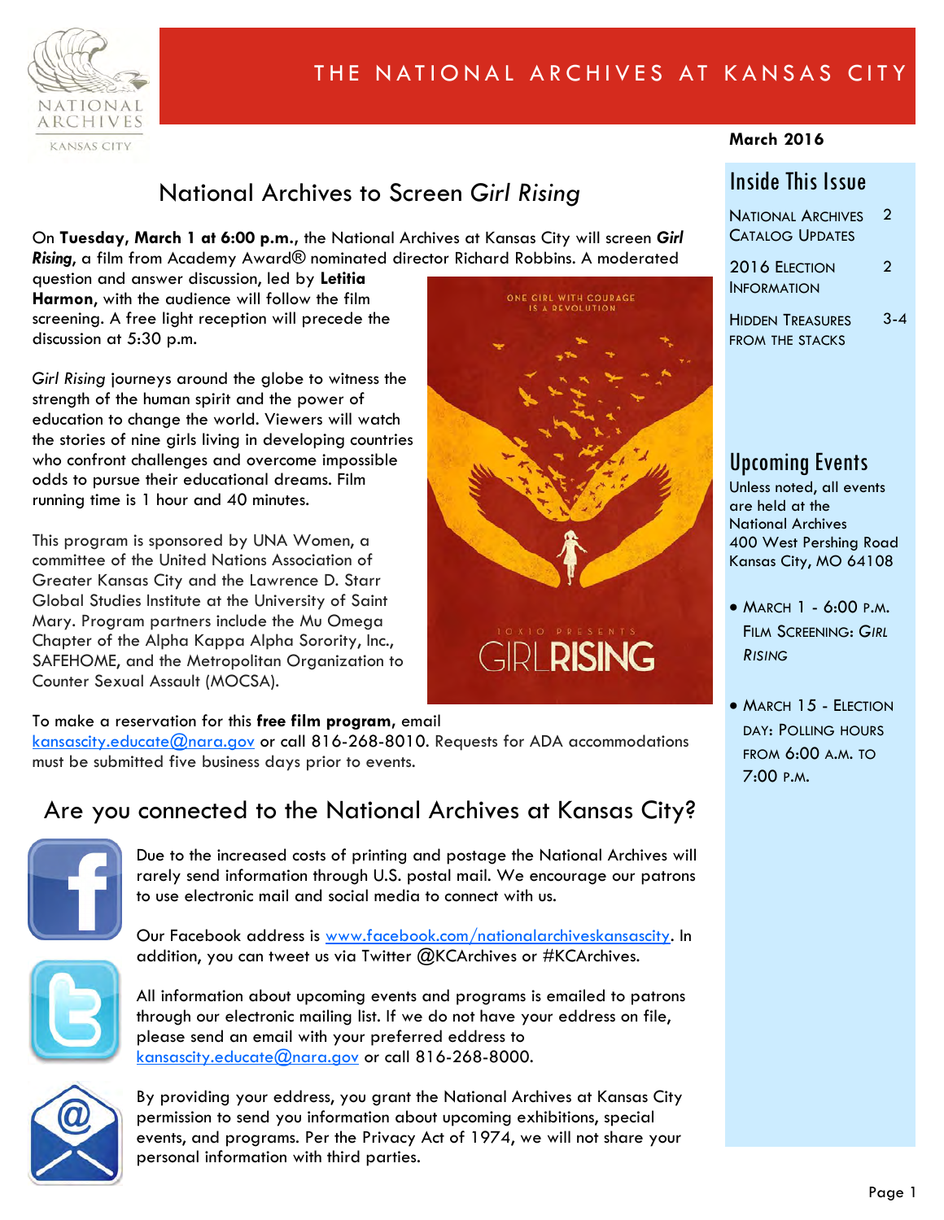# THE NATIONAL ARCHIVES AT KANSAS CITY

**March 2016**

## National Archives to Screen *Girl Rising*

On **Tuesday, March 1 at 6:00 p.m.**, the National Archives at Kansas City will screen ***Girl Rising***, a film from Academy Award® nominated director Richard Robbins. A moderated question and answer discussion, led by **Letitia Harmon**, with the audience will follow the film screening. A free light reception will precede the discussion at 5:30 p.m.

*Girl Rising* journeys around the globe to witness the strength of the human spirit and the power of education to change the world. Viewers will watch the stories of nine girls living in developing countries who confront challenges and overcome impossible odds to pursue their educational dreams. Film running time is 1 hour and 40 minutes.

This program is sponsored by UNA Women, a committee of the United Nations Association of Greater Kansas City and the Lawrence D. Starr Global Studies Institute at the University of Saint Mary. Program partners include the Mu Omega Chapter of the Alpha Kappa Alpha Sorority, Inc., SAFEHOME, and the Metropolitan Organization to Counter Sexual Assault (MOCSA).

To make a reservation for this **free film program**, email kansascity.educate@nara.gov or call 816-268-8010. Requests for ADA accommodations must be submitted five business days prior to events.

## Are you connected to the National Archives at Kansas City?

Due to the increased costs of printing and postage the National Archives will rarely send information through U.S. postal mail. We encourage our patrons to use electronic mail and social media to connect with us.

Our Facebook address is www.facebook.com/nationalarchiveskansascity. In addition, you can tweet us via Twitter @KCArchives or #KCArchives.

All information about upcoming events and programs is emailed to patrons through our electronic mailing list. If we do not have your address on file, please send an email with your preferred address to kansascity.educate@nara.gov or call 816-268-8000.

By providing your eddress, you grant the National Archives at Kansas City permission to send you information about upcoming exhibitions, special events, and programs. Per the Privacy Act of 1974, we will not share your personal information with third parties.

## Inside This Issue

| | |
|---|---|
| National Archives Catalog Updates | 2 |
| 2016 Election Information | 2 |
| Hidden Treasures from the Stacks | 3-4 |

## Upcoming Events

Unless noted, all events are held at the National Archives
400 West Pershing Road
Kansas City, MO 64108

- March 1 - 6:00 p.m. Film Screening: *Girl Rising*
- March 15 - Election Day: Polling hours from 6:00 a.m. to 7:00 p.m.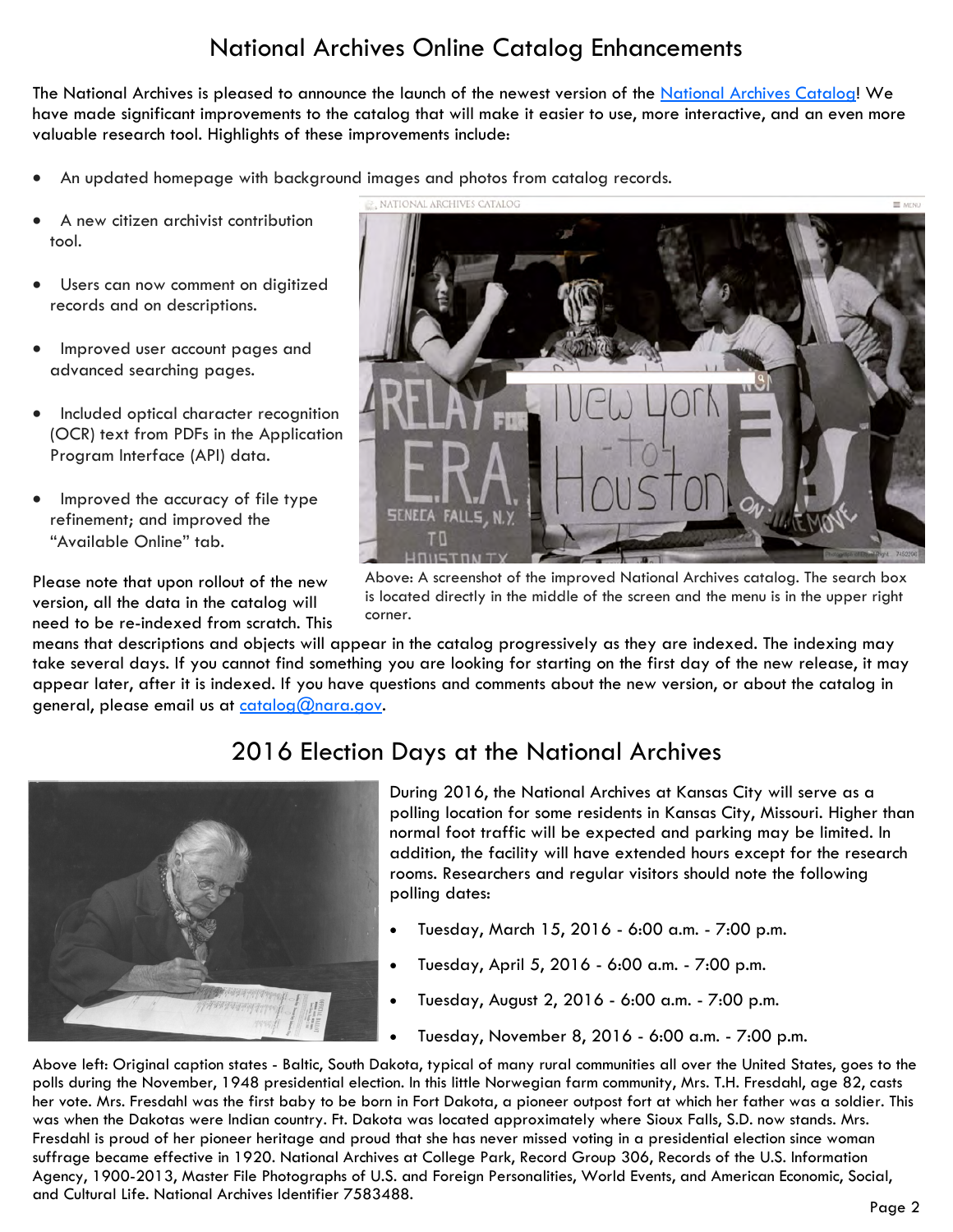# National Archives Online Catalog Enhancements

The National Archives is pleased to announce the launch of the newest version of the National Archives Catalog! We have made significant improvements to the catalog that will make it easier to use, more interactive, and an even more valuable research tool. Highlights of these improvements include:

- An updated homepage with background images and photos from catalog records.
- A new citizen archivist contribution tool.
- Users can now comment on digitized records and on descriptions.
- Improved user account pages and advanced searching pages.
- Included optical character recognition (OCR) text from PDFs in the Application Program Interface (API) data.
- Improved the accuracy of file type refinement; and improved the "Available Online" tab.

Above: A screenshot of the improved National Archives catalog. The search box is located directly in the middle of the screen and the menu is in the upper right corner.

Please note that upon rollout of the new version, all the data in the catalog will need to be re-indexed from scratch. This means that descriptions and objects will appear in the catalog progressively as they are indexed. The indexing may take several days. If you cannot find something you are looking for starting on the first day of the new release, it may appear later, after it is indexed. If you have questions and comments about the new version, or about the catalog in general, please email us at catalog@nara.gov.

# 2016 Election Days at the National Archives

During 2016, the National Archives at Kansas City will serve as a polling location for some residents in Kansas City, Missouri. Higher than normal foot traffic will be expected and parking may be limited. In addition, the facility will have extended hours except for the research rooms. Researchers and regular visitors should note the following polling dates:

- Tuesday, March 15, 2016 - 6:00 a.m. - 7:00 p.m.
- Tuesday, April 5, 2016 - 6:00 a.m. - 7:00 p.m.
- Tuesday, August 2, 2016 - 6:00 a.m. - 7:00 p.m.
- Tuesday, November 8, 2016 - 6:00 a.m. - 7:00 p.m.

Above left: Original caption states - Baltic, South Dakota, typical of many rural communities all over the United States, goes to the polls during the November, 1948 presidential election. In this little Norwegian farm community, Mrs. T.H. Fresdahl, age 82, casts her vote. Mrs. Fresdahl was the first baby to be born in Fort Dakota, a pioneer outpost fort at which her father was a soldier. This was when the Dakotas were Indian country. Ft. Dakota was located approximately where Sioux Falls, S.D. now stands. Mrs. Fresdahl is proud of her pioneer heritage and proud that she has never missed voting in a presidential election since woman suffrage became effective in 1920. National Archives at College Park, Record Group 306, Records of the U.S. Information Agency, 1900-2013, Master File Photographs of U.S. and Foreign Personalities, World Events, and American Economic, Social, and Cultural Life. National Archives Identifier 7583488.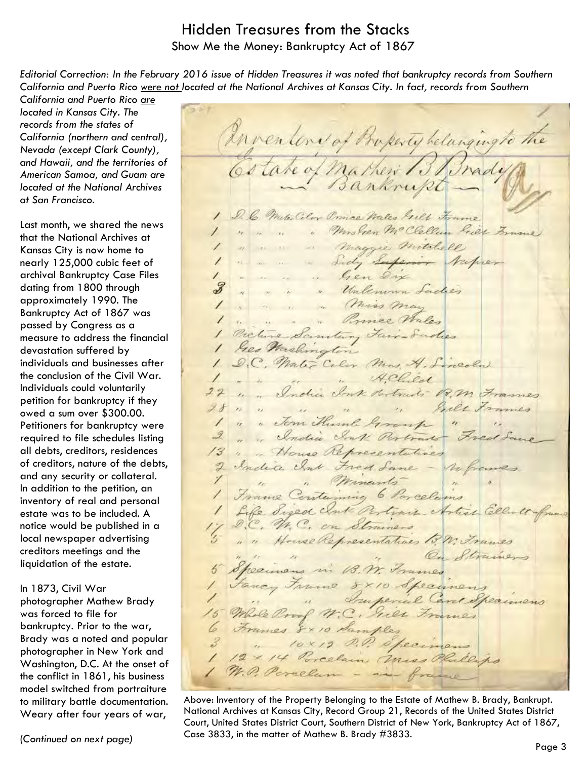# Hidden Treasures from the Stacks

## Show Me the Money: Bankruptcy Act of 1867

*Editorial Correction: In the February 2016 issue of Hidden Treasures it was noted that bankruptcy records from Southern California and Puerto Rico were not located at the National Archives at Kansas City. In fact, records from Southern California and Puerto Rico are located in Kansas City. The records from the states of California (northern and central), Nevada (except Clark County), and Hawaii, and the territories of American Samoa, and Guam are located at the National Archives at San Francisco.*

Last month, we shared the news that the National Archives at Kansas City is now home to nearly 125,000 cubic feet of archival Bankruptcy Case Files dating from 1800 through approximately 1990. The Bankruptcy Act of 1867 was passed by Congress as a measure to address the financial devastation suffered by individuals and businesses after the conclusion of the Civil War. Individuals could voluntarily petition for bankruptcy if they owed a sum over $300.00. Petitioners for bankruptcy were required to file schedules listing all debts, creditors, residences of creditors, nature of the debts, and any security or collateral. In addition to the petition, an inventory of real and personal estate was to be included. A notice would be published in a local newspaper advertising creditors meetings and the liquidation of the estate.

In 1873, Civil War photographer Mathew Brady was forced to file for bankruptcy. Prior to the war, Brady was a noted and popular photographer in New York and Washington, D.C. At the onset of the conflict in 1861, his business model switched from portraiture to military battle documentation. Weary after four years of war,

(*Continued on next page*)

Inventory of Property belonging to the Estate of Mathew B. Brady, Bankrupt

1 D.C. Water Color Prince Wales Gilt Frame
1 " " " " Mrs Gen McClellan Gilt Frame
1 " " " " Maggie Mitchell
1 " " " " Lady Superior Napier
1 " " " " Gen Dix
3 " " " " Unknown Ladies
1 " " " " Miss May
1 " " " " Prince Wales
1 Picture Sanitary Fair Ladies
1 Geo Washington
1 D.C. Water Color Mrs. A. Lincoln
1 " " " " A. Child
27 " " India Ink Portraits B.W. Frames
28 " " " " " Gilt Frames
1 " " Tom Thumb Group " "
2 " " India Ink Portraits Fred Lane
13 " " House Representatives
2 India Ink Fred Lane - no frames
1 " " Minerts " "
1 Frame Containing 6 Porcelains
1 Life Sized Ink Portrait - Artist Elliott - frame
17 D.C. W.C. on Strainers
5 " " House Representatives B.W. Frames
" " " On Strainers
5 Specimens in B.W. Frames
1 Fancy Frame 8×10 Specimens
1 " " Imperial Card Specimens
15 Whole Proof W.C. Gilt Frames
6 Frames 8×10 Samples
3 " 10×12 P.P. Specimens
1 12×14 Porcelain Miss Phillips
1 W.P. Porcelain - in frame

Above: Inventory of the Property Belonging to the Estate of Mathew B. Brady, Bankrupt. National Archives at Kansas City, Record Group 21, Records of the United States District Court, United States District Court, Southern District of New York, Bankruptcy Act of 1867, Case 3833, in the matter of Mathew B. Brady #3833.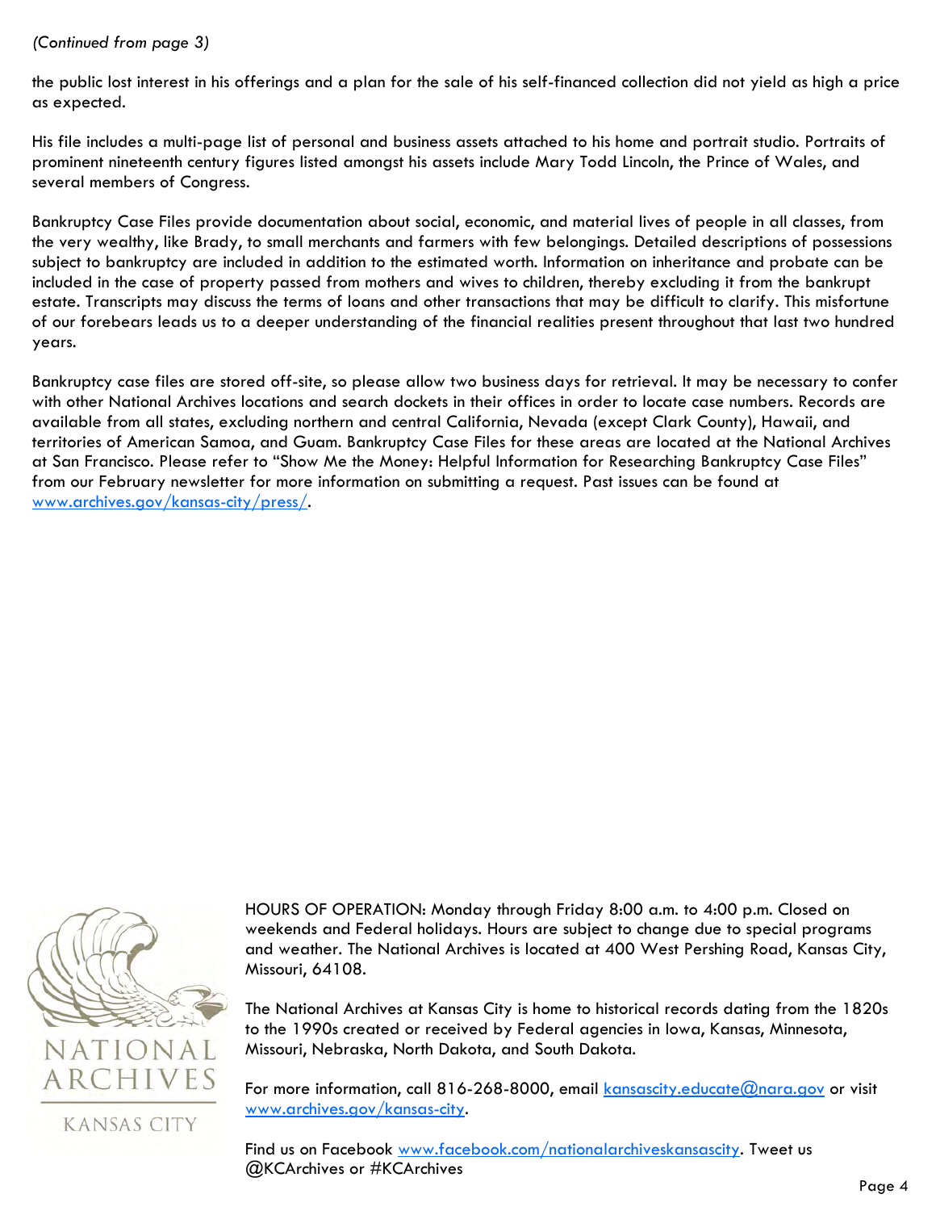*(Continued from page 3)*

the public lost interest in his offerings and a plan for the sale of his self-financed collection did not yield as high a price as expected.

His file includes a multi-page list of personal and business assets attached to his home and portrait studio. Portraits of prominent nineteenth century figures listed amongst his assets include Mary Todd Lincoln, the Prince of Wales, and several members of Congress.

Bankruptcy Case Files provide documentation about social, economic, and material lives of people in all classes, from the very wealthy, like Brady, to small merchants and farmers with few belongings. Detailed descriptions of possessions subject to bankruptcy are included in addition to the estimated worth. Information on inheritance and probate can be included in the case of property passed from mothers and wives to children, thereby excluding it from the bankrupt estate. Transcripts may discuss the terms of loans and other transactions that may be difficult to clarify. This misfortune of our forebears leads us to a deeper understanding of the financial realities present throughout that last two hundred years.

Bankruptcy case files are stored off-site, so please allow two business days for retrieval. It may be necessary to confer with other National Archives locations and search dockets in their offices in order to locate case numbers. Records are available from all states, excluding northern and central California, Nevada (except Clark County), Hawaii, and territories of American Samoa, and Guam. Bankruptcy Case Files for these areas are located at the National Archives at San Francisco. Please refer to "Show Me the Money: Helpful Information for Researching Bankruptcy Case Files" from our February newsletter for more information on submitting a request. Past issues can be found at www.archives.gov/kansas-city/press/.

NATIONAL ARCHIVES

KANSAS CITY

HOURS OF OPERATION: Monday through Friday 8:00 a.m. to 4:00 p.m. Closed on weekends and Federal holidays. Hours are subject to change due to special programs and weather. The National Archives is located at 400 West Pershing Road, Kansas City, Missouri, 64108.

The National Archives at Kansas City is home to historical records dating from the 1820s to the 1990s created or received by Federal agencies in Iowa, Kansas, Minnesota, Missouri, Nebraska, North Dakota, and South Dakota.

For more information, call 816-268-8000, email kansascity.educate@nara.gov or visit www.archives.gov/kansas-city.

Find us on Facebook www.facebook.com/nationalarchiveskansascity. Tweet us @KCArchives or #KCArchives